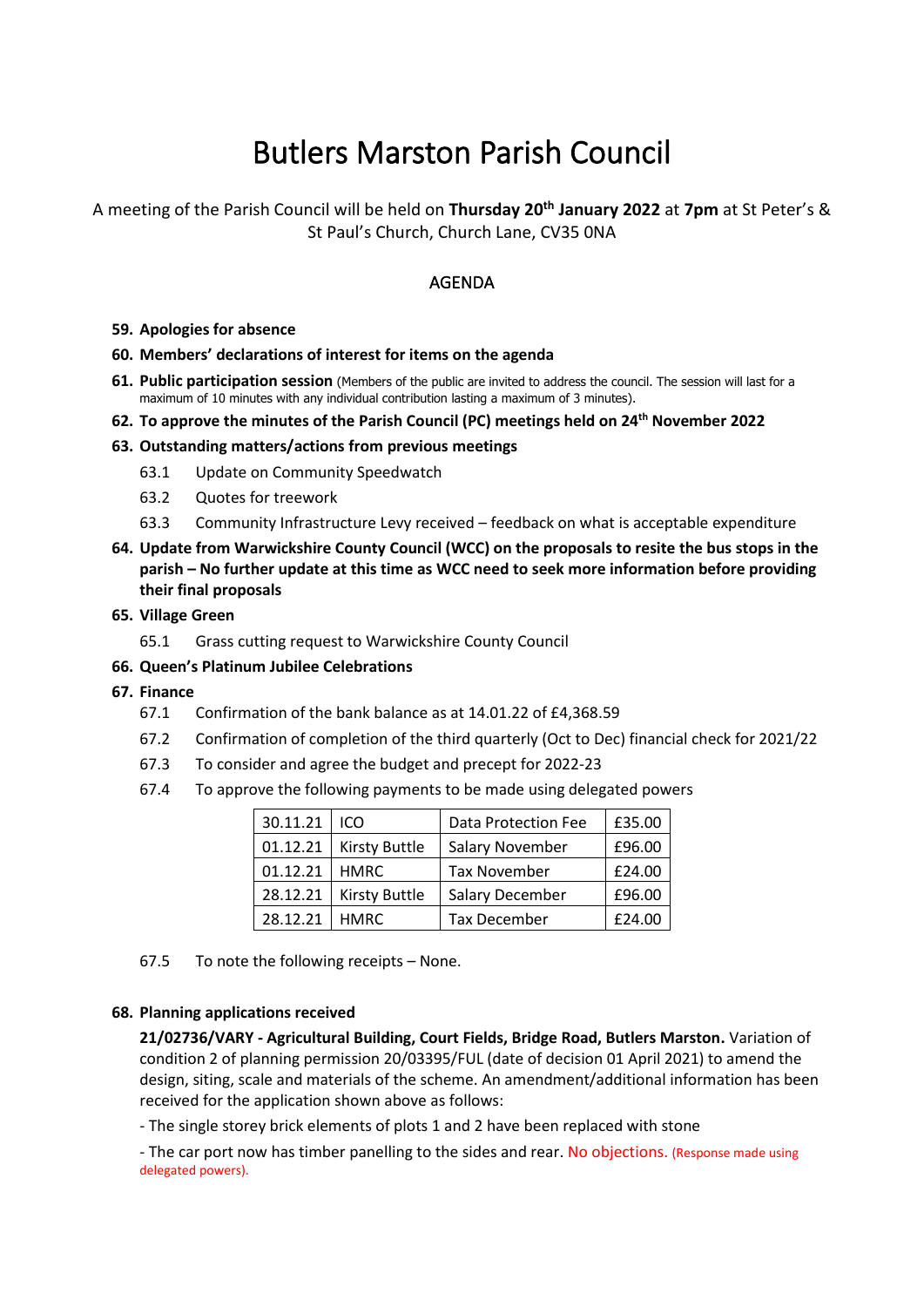# Butlers Marston Parish Council

A meeting of the Parish Council will be held on **Thursday 20th January 2022** at **7pm** at St Peter's & St Paul's Church, Church Lane, CV35 0NA

## AGENDA

**59. Apologies for absence**

**60. Members' declarations of interest for items on the agenda**

**61. Public participation session** (Members of the public are invited to address the council. The session will last for a maximum of 10 minutes with any individual contribution lasting a maximum of 3 minutes).

**62. To approve the minutes of the Parish Council (PC) meetings held on 24th November 2022**

**63. Outstanding matters/actions from previous meetings**

63.1 Update on Community Speedwatch

63.2 Quotes for treework

63.3 Community Infrastructure Levy received – feedback on what is acceptable expenditure

**64. Update from Warwickshire County Council (WCC) on the proposals to resite the bus stops in the parish – No further update at this time as WCC need to seek more information before providing their final proposals**

**65. Village Green**

65.1 Grass cutting request to Warwickshire County Council

**66. Queen's Platinum Jubilee Celebrations**

**67. Finance**

67.1 Confirmation of the bank balance as at 14.01.22 of £4,368.59

67.2 Confirmation of completion of the third quarterly (Oct to Dec) financial check for 2021/22

67.3 To consider and agree the budget and precept for 2022-23

67.4 To approve the following payments to be made using delegated powers

| | | | |
|---|---|---|---|
| 30.11.21 | ICO | Data Protection Fee | £35.00 |
| 01.12.21 | Kirsty Buttle | Salary November | £96.00 |
| 01.12.21 | HMRC | Tax November | £24.00 |
| 28.12.21 | Kirsty Buttle | Salary December | £96.00 |
| 28.12.21 | HMRC | Tax December | £24.00 |

67.5 To note the following receipts – None.

**68. Planning applications received**

**21/02736/VARY - Agricultural Building, Court Fields, Bridge Road, Butlers Marston.** Variation of condition 2 of planning permission 20/03395/FUL (date of decision 01 April 2021) to amend the design, siting, scale and materials of the scheme. An amendment/additional information has been received for the application shown above as follows:

- The single storey brick elements of plots 1 and 2 have been replaced with stone

- The car port now has timber panelling to the sides and rear. No objections. (Response made using delegated powers).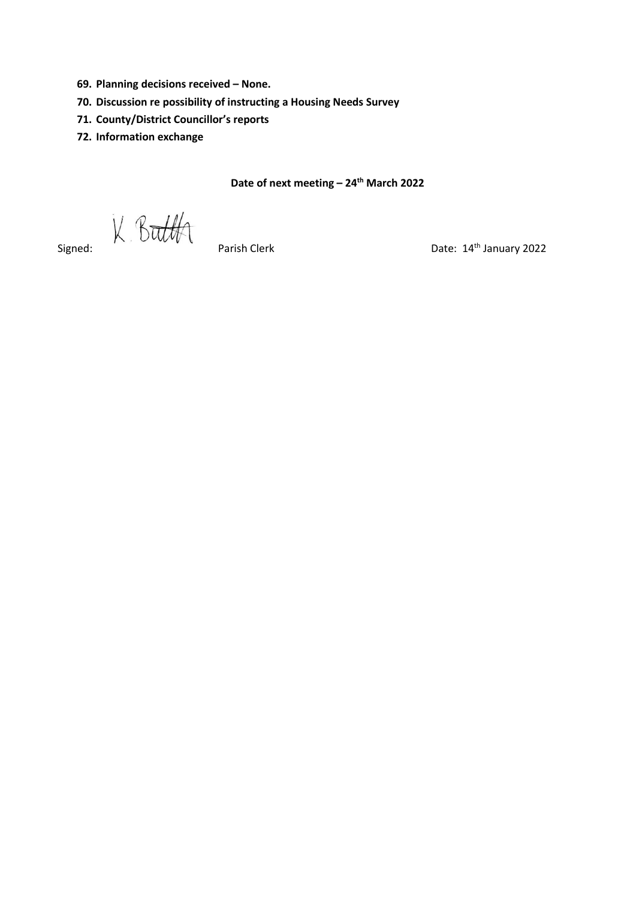69. **Planning decisions received – None.**
70. **Discussion re possibility of instructing a Housing Needs Survey**
71. **County/District Councillor's reports**
72. **Information exchange**

**Date of next meeting – 24th March 2022**

Signed: K. Bttt Parish Clerk Date: 14th January 2022